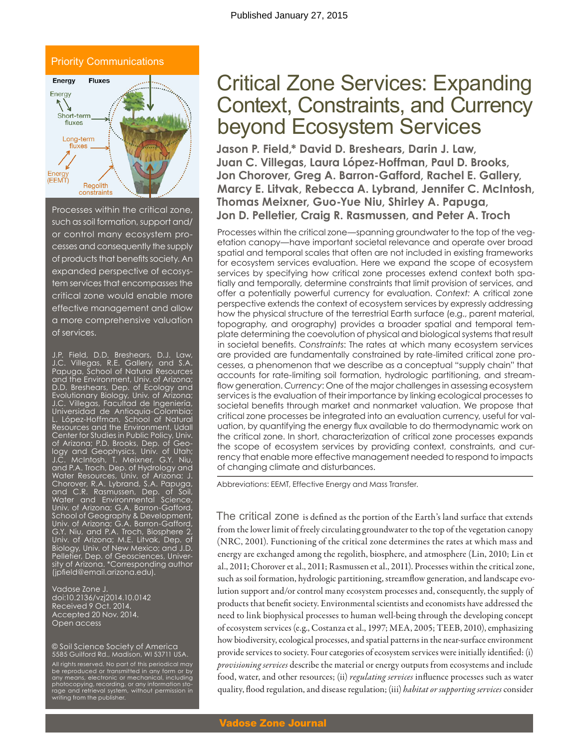Published January 27, 2015

Priority Communications

Energy Fluxes

Energy

Short-term fluxes

Long-term fluxes

Energy (EEMT)

Regolith constraints

Processes within the critical zone, such as soil formation, support and/or control many ecosystem processes and consequently the supply of products that benefits society. An expanded perspective of ecosystem services that encompasses the critical zone would enable more effective management and allow a more comprehensive valuation of services.

J.P. Field, D.D. Breshears, D.J. Law, J.C. Villegas, R.E. Gallery, and S.A. Papuga, School of Natural Resources and the Environment, Univ. of Arizona; D.D. Breshears, Dep. of Ecology and Evolutionary Biology, Univ. of Arizona; J.C. Villegas, Facultad de Ingeniería, Universidad de Antioquia-Colombia; L. López-Hoffman, School of Natural Resources and the Environment, Udall Center for Studies in Public Policy, Univ. of Arizona; P.D. Brooks, Dep. of Geology and Geophysics, Univ. of Utah; J.C. McIntosh, T. Meixner, G.Y. Niu, and P.A. Troch, Dep. of Hydrology and Water Resources, Univ. of Arizona; J. Chorover, R.A. Lybrand, S.A. Papuga, and C.R. Rasmussen, Dep. of Soil, Water and Environmental Science, Univ. of Arizona; G.A. Barron-Gafford, School of Geography & Development, Univ. of Arizona; G.A. Barron-Gafford, G.Y. Niu, and P.A. Troch, Biosphere 2, Univ. of Arizona; M.E. Litvak, Dep. of Biology, Univ. of New Mexico; and J.D. Pelletier, Dep. of Geosciences, University of Arizona. *Corresponding author (jpfield@email.arizona.edu).

Vadose Zone J.
doi:10.2136/vzj2014.10.0142
Received 9 Oct. 2014.
Accepted 20 Nov. 2014.
Open access

© Soil Science Society of America
5585 Guilford Rd., Madison, WI 53711 USA.
All rights reserved. No part of this periodical may be reproduced or transmitted in any form or by any means, electronic or mechanical, including photocopying, recording, or any information storage and retrieval system, without permission in writing from the publisher.

# Critical Zone Services: Expanding Context, Constraints, and Currency beyond Ecosystem Services

**Jason P. Field,* David D. Breshears, Darin J. Law, Juan C. Villegas, Laura López-Hoffman, Paul D. Brooks, Jon Chorover, Greg A. Barron-Gafford, Rachel E. Gallery, Marcy E. Litvak, Rebecca A. Lybrand, Jennifer C. McIntosh, Thomas Meixner, Guo-Yue Niu, Shirley A. Papuga, Jon D. Pelletier, Craig R. Rasmussen, and Peter A. Troch**

Processes within the critical zone—spanning groundwater to the top of the vegetation canopy—have important societal relevance and operate over broad spatial and temporal scales that often are not included in existing frameworks for ecosystem services evaluation. Here we expand the scope of ecosystem services by specifying how critical zone processes extend context both spatially and temporally, determine constraints that limit provision of services, and offer a potentially powerful currency for evaluation. *Context:* A critical zone perspective extends the context of ecosystem services by expressly addressing how the physical structure of the terrestrial Earth surface (e.g., parent material, topography, and orography) provides a broader spatial and temporal template determining the coevolution of physical and biological systems that result in societal benefits. *Constraints*: The rates at which many ecosystem services are provided are fundamentally constrained by rate-limited critical zone processes, a phenomenon that we describe as a conceptual "supply chain" that accounts for rate-limiting soil formation, hydrologic partitioning, and streamflow generation. *Currency*: One of the major challenges in assessing ecosystem services is the evaluation of their importance by linking ecological processes to societal benefits through market and nonmarket valuation. We propose that critical zone processes be integrated into an evaluation currency, useful for valuation, by quantifying the energy flux available to do thermodynamic work on the critical zone. In short, characterization of critical zone processes expands the scope of ecosystem services by providing context, constraints, and currency that enable more effective management needed to respond to impacts of changing climate and disturbances.

Abbreviations: EEMT, Effective Energy and Mass Transfer.

The critical zone is defined as the portion of the Earth's land surface that extends from the lower limit of freely circulating groundwater to the top of the vegetation canopy (NRC, 2001). Functioning of the critical zone determines the rates at which mass and energy are exchanged among the regolith, biosphere, and atmosphere (Lin, 2010; Lin et al., 2011; Chorover et al., 2011; Rasmussen et al., 2011). Processes within the critical zone, such as soil formation, hydrologic partitioning, streamflow generation, and landscape evolution support and/or control many ecosystem processes and, consequently, the supply of products that benefit society. Environmental scientists and economists have addressed the need to link biophysical processes to human well-being through the developing concept of ecosystem services (e.g., Costanza et al., 1997; MEA, 2005; TEEB, 2010), emphasizing how biodiversity, ecological processes, and spatial patterns in the near-surface environment provide services to society. Four categories of ecosystem services were initially identified: (i) *provisioning services* describe the material or energy outputs from ecosystems and include food, water, and other resources; (ii) *regulating services* influence processes such as water quality, flood regulation, and disease regulation; (iii) *habitat or supporting services* consider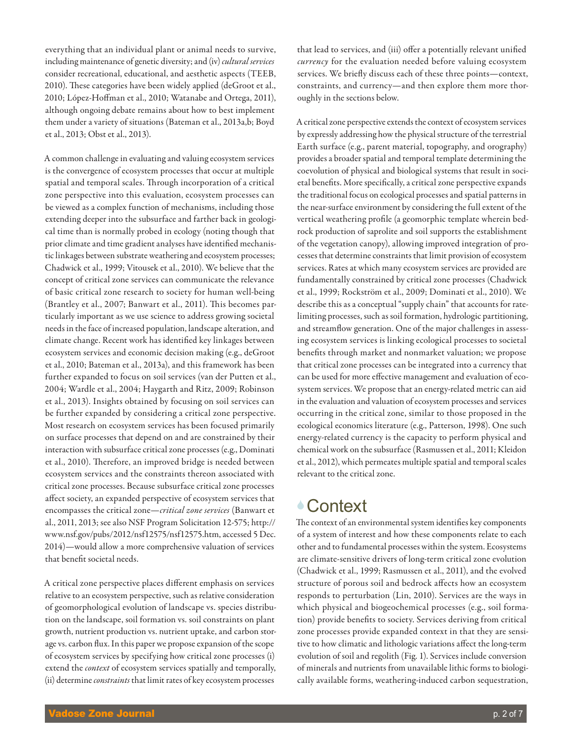everything that an individual plant or animal needs to survive, including maintenance of genetic diversity; and (iv) *cultural services* consider recreational, educational, and aesthetic aspects (TEEB, 2010). These categories have been widely applied (deGroot et al., 2010; López-Hoffman et al., 2010; Watanabe and Ortega, 2011), although ongoing debate remains about how to best implement them under a variety of situations (Bateman et al., 2013a,b; Boyd et al., 2013; Obst et al., 2013).

A common challenge in evaluating and valuing ecosystem services is the convergence of ecosystem processes that occur at multiple spatial and temporal scales. Through incorporation of a critical zone perspective into this evaluation, ecosystem processes can be viewed as a complex function of mechanisms, including those extending deeper into the subsurface and farther back in geological time than is normally probed in ecology (noting though that prior climate and time gradient analyses have identified mechanistic linkages between substrate weathering and ecosystem processes; Chadwick et al., 1999; Vitousek et al., 2010). We believe that the concept of critical zone services can communicate the relevance of basic critical zone research to society for human well-being (Brantley et al., 2007; Banwart et al., 2011). This becomes particularly important as we use science to address growing societal needs in the face of increased population, landscape alteration, and climate change. Recent work has identified key linkages between ecosystem services and economic decision making (e.g., deGroot et al., 2010; Bateman et al., 2013a), and this framework has been further expanded to focus on soil services (van der Putten et al., 2004; Wardle et al., 2004; Haygarth and Ritz, 2009; Robinson et al., 2013). Insights obtained by focusing on soil services can be further expanded by considering a critical zone perspective. Most research on ecosystem services has been focused primarily on surface processes that depend on and are constrained by their interaction with subsurface critical zone processes (e.g., Dominati et al., 2010). Therefore, an improved bridge is needed between ecosystem services and the constraints thereon associated with critical zone processes. Because subsurface critical zone processes affect society, an expanded perspective of ecosystem services that encompasses the critical zone—*critical zone services* (Banwart et al., 2011, 2013; see also NSF Program Solicitation 12-575; http://www.nsf.gov/pubs/2012/nsf12575/nsf12575.htm, accessed 5 Dec. 2014)—would allow a more comprehensive valuation of services that benefit societal needs.

A critical zone perspective places different emphasis on services relative to an ecosystem perspective, such as relative consideration of geomorphological evolution of landscape vs. species distribution on the landscape, soil formation vs. soil constraints on plant growth, nutrient production vs. nutrient uptake, and carbon storage vs. carbon flux. In this paper we propose expansion of the scope of ecosystem services by specifying how critical zone processes (i) extend the *context* of ecosystem services spatially and temporally, (ii) determine *constraints* that limit rates of key ecosystem processes that lead to services, and (iii) offer a potentially relevant unified *currency* for the evaluation needed before valuing ecosystem services. We briefly discuss each of these three points—context, constraints, and currency—and then explore them more thoroughly in the sections below.

A critical zone perspective extends the context of ecosystem services by expressly addressing how the physical structure of the terrestrial Earth surface (e.g., parent material, topography, and orography) provides a broader spatial and temporal template determining the coevolution of physical and biological systems that result in societal benefits. More specifically, a critical zone perspective expands the traditional focus on ecological processes and spatial patterns in the near-surface environment by considering the full extent of the vertical weathering profile (a geomorphic template wherein bedrock production of saprolite and soil supports the establishment of the vegetation canopy), allowing improved integration of processes that determine constraints that limit provision of ecosystem services. Rates at which many ecosystem services are provided are fundamentally constrained by critical zone processes (Chadwick et al., 1999; Rockström et al., 2009; Dominati et al., 2010). We describe this as a conceptual "supply chain" that accounts for rate-limiting processes, such as soil formation, hydrologic partitioning, and streamflow generation. One of the major challenges in assessing ecosystem services is linking ecological processes to societal benefits through market and nonmarket valuation; we propose that critical zone processes can be integrated into a currency that can be used for more effective management and evaluation of ecosystem services. We propose that an energy-related metric can aid in the evaluation and valuation of ecosystem processes and services occurring in the critical zone, similar to those proposed in the ecological economics literature (e.g., Patterson, 1998). One such energy-related currency is the capacity to perform physical and chemical work on the subsurface (Rasmussen et al., 2011; Kleidon et al., 2012), which permeates multiple spatial and temporal scales relevant to the critical zone.

# Context

The context of an environmental system identifies key components of a system of interest and how these components relate to each other and to fundamental processes within the system. Ecosystems are climate-sensitive drivers of long-term critical zone evolution (Chadwick et al., 1999; Rasmussen et al., 2011), and the evolved structure of porous soil and bedrock affects how an ecosystem responds to perturbation (Lin, 2010). Services are the ways in which physical and biogeochemical processes (e.g., soil formation) provide benefits to society. Services deriving from critical zone processes provide expanded context in that they are sensitive to how climatic and lithologic variations affect the long-term evolution of soil and regolith (Fig. 1). Services include conversion of minerals and nutrients from unavailable lithic forms to biologically available forms, weathering-induced carbon sequestration,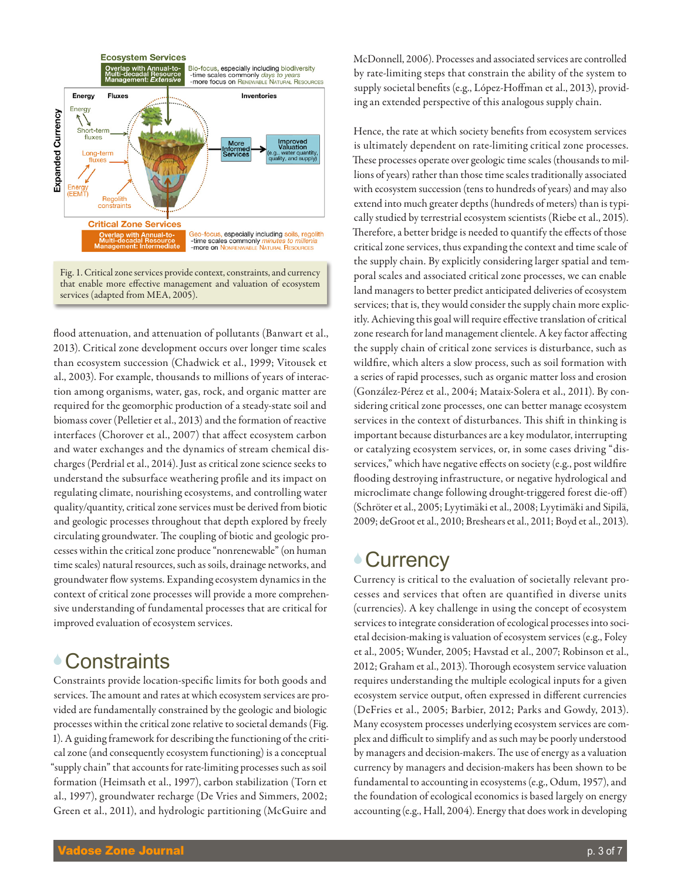Fig. 1. Critical zone services provide context, constraints, and currency that enable more effective management and valuation of ecosystem services (adapted from MEA, 2005).

flood attenuation, and attenuation of pollutants (Banwart et al., 2013). Critical zone development occurs over longer time scales than ecosystem succession (Chadwick et al., 1999; Vitousek et al., 2003). For example, thousands to millions of years of interaction among organisms, water, gas, rock, and organic matter are required for the geomorphic production of a steady-state soil and biomass cover (Pelletier et al., 2013) and the formation of reactive interfaces (Chorover et al., 2007) that affect ecosystem carbon and water exchanges and the dynamics of stream chemical discharges (Perdrial et al., 2014). Just as critical zone science seeks to understand the subsurface weathering profile and its impact on regulating climate, nourishing ecosystems, and controlling water quality/quantity, critical zone services must be derived from biotic and geologic processes throughout that depth explored by freely circulating groundwater. The coupling of biotic and geologic processes within the critical zone produce "nonrenewable" (on human time scales) natural resources, such as soils, drainage networks, and groundwater flow systems. Expanding ecosystem dynamics in the context of critical zone processes will provide a more comprehensive understanding of fundamental processes that are critical for improved evaluation of ecosystem services.

# Constraints

Constraints provide location-specific limits for both goods and services. The amount and rates at which ecosystem services are provided are fundamentally constrained by the geologic and biologic processes within the critical zone relative to societal demands (Fig. 1). A guiding framework for describing the functioning of the critical zone (and consequently ecosystem functioning) is a conceptual "supply chain" that accounts for rate-limiting processes such as soil formation (Heimsath et al., 1997), carbon stabilization (Torn et al., 1997), groundwater recharge (De Vries and Simmers, 2002; Green et al., 2011), and hydrologic partitioning (McGuire and McDonnell, 2006). Processes and associated services are controlled by rate-limiting steps that constrain the ability of the system to supply societal benefits (e.g., López-Hoffman et al., 2013), providing an extended perspective of this analogous supply chain.

Hence, the rate at which society benefits from ecosystem services is ultimately dependent on rate-limiting critical zone processes. These processes operate over geologic time scales (thousands to millions of years) rather than those time scales traditionally associated with ecosystem succession (tens to hundreds of years) and may also extend into much greater depths (hundreds of meters) than is typically studied by terrestrial ecosystem scientists (Riebe et al., 2015). Therefore, a better bridge is needed to quantify the effects of those critical zone services, thus expanding the context and time scale of the supply chain. By explicitly considering larger spatial and temporal scales and associated critical zone processes, we can enable land managers to better predict anticipated deliveries of ecosystem services; that is, they would consider the supply chain more explicitly. Achieving this goal will require effective translation of critical zone research for land management clientele. A key factor affecting the supply chain of critical zone services is disturbance, such as wildfire, which alters a slow process, such as soil formation with a series of rapid processes, such as organic matter loss and erosion (González-Pérez et al., 2004; Mataix-Solera et al., 2011). By considering critical zone processes, one can better manage ecosystem services in the context of disturbances. This shift in thinking is important because disturbances are a key modulator, interrupting or catalyzing ecosystem services, or, in some cases driving "disservices," which have negative effects on society (e.g., post wildfire flooding destroying infrastructure, or negative hydrological and microclimate change following drought-triggered forest die-off) (Schröter et al., 2005; Lyytimäki et al., 2008; Lyytimäki and Sipilä, 2009; deGroot et al., 2010; Breshears et al., 2011; Boyd et al., 2013).

# Currency

Currency is critical to the evaluation of societally relevant processes and services that often are quantified in diverse units (currencies). A key challenge in using the concept of ecosystem services to integrate consideration of ecological processes into societal decision-making is valuation of ecosystem services (e.g., Foley et al., 2005; Wunder, 2005; Havstad et al., 2007; Robinson et al., 2012; Graham et al., 2013). Thorough ecosystem service valuation requires understanding the multiple ecological inputs for a given ecosystem service output, often expressed in different currencies (DeFries et al., 2005; Barbier, 2012; Parks and Gowdy, 2013). Many ecosystem processes underlying ecosystem services are complex and difficult to simplify and as such may be poorly understood by managers and decision-makers. The use of energy as a valuation currency by managers and decision-makers has been shown to be fundamental to accounting in ecosystems (e.g., Odum, 1957), and the foundation of ecological economics is based largely on energy accounting (e.g., Hall, 2004). Energy that does work in developing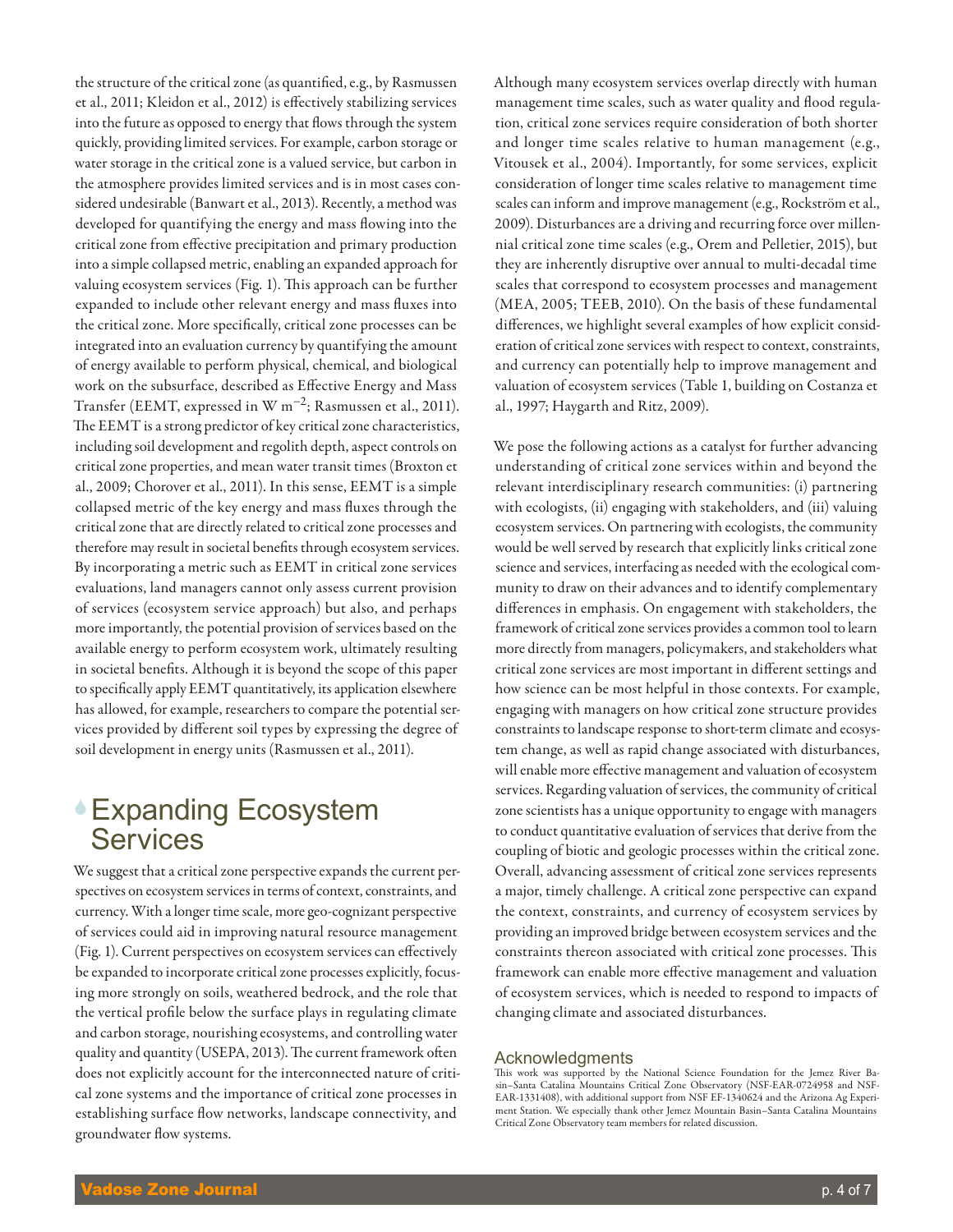the structure of the critical zone (as quantified, e.g., by Rasmussen et al., 2011; Kleidon et al., 2012) is effectively stabilizing services into the future as opposed to energy that flows through the system quickly, providing limited services. For example, carbon storage or water storage in the critical zone is a valued service, but carbon in the atmosphere provides limited services and is in most cases considered undesirable (Banwart et al., 2013). Recently, a method was developed for quantifying the energy and mass flowing into the critical zone from effective precipitation and primary production into a simple collapsed metric, enabling an expanded approach for valuing ecosystem services (Fig. 1). This approach can be further expanded to include other relevant energy and mass fluxes into the critical zone. More specifically, critical zone processes can be integrated into an evaluation currency by quantifying the amount of energy available to perform physical, chemical, and biological work on the subsurface, described as Effective Energy and Mass Transfer (EEMT, expressed in W $m^{-2}$; Rasmussen et al., 2011). The EEMT is a strong predictor of key critical zone characteristics, including soil development and regolith depth, aspect controls on critical zone properties, and mean water transit times (Broxton et al., 2009; Chorover et al., 2011). In this sense, EEMT is a simple collapsed metric of the key energy and mass fluxes through the critical zone that are directly related to critical zone processes and therefore may result in societal benefits through ecosystem services. By incorporating a metric such as EEMT in critical zone services evaluations, land managers cannot only assess current provision of services (ecosystem service approach) but also, and perhaps more importantly, the potential provision of services based on the available energy to perform ecosystem work, ultimately resulting in societal benefits. Although it is beyond the scope of this paper to specifically apply EEMT quantitatively, its application elsewhere has allowed, for example, researchers to compare the potential services provided by different soil types by expressing the degree of soil development in energy units (Rasmussen et al., 2011).

## Expanding Ecosystem Services

We suggest that a critical zone perspective expands the current perspectives on ecosystem services in terms of context, constraints, and currency. With a longer time scale, more geo-cognizant perspective of services could aid in improving natural resource management (Fig. 1). Current perspectives on ecosystem services can effectively be expanded to incorporate critical zone processes explicitly, focusing more strongly on soils, weathered bedrock, and the role that the vertical profile below the surface plays in regulating climate and carbon storage, nourishing ecosystems, and controlling water quality and quantity (USEPA, 2013). The current framework often does not explicitly account for the interconnected nature of critical zone systems and the importance of critical zone processes in establishing surface flow networks, landscape connectivity, and groundwater flow systems.

Although many ecosystem services overlap directly with human management time scales, such as water quality and flood regulation, critical zone services require consideration of both shorter and longer time scales relative to human management (e.g., Vitousek et al., 2004). Importantly, for some services, explicit consideration of longer time scales relative to management time scales can inform and improve management (e.g., Rockström et al., 2009). Disturbances are a driving and recurring force over millennial critical zone time scales (e.g., Orem and Pelletier, 2015), but they are inherently disruptive over annual to multi-decadal time scales that correspond to ecosystem processes and management (MEA, 2005; TEEB, 2010). On the basis of these fundamental differences, we highlight several examples of how explicit consideration of critical zone services with respect to context, constraints, and currency can potentially help to improve management and valuation of ecosystem services (Table 1, building on Costanza et al., 1997; Haygarth and Ritz, 2009).

We pose the following actions as a catalyst for further advancing understanding of critical zone services within and beyond the relevant interdisciplinary research communities: (i) partnering with ecologists, (ii) engaging with stakeholders, and (iii) valuing ecosystem services. On partnering with ecologists, the community would be well served by research that explicitly links critical zone science and services, interfacing as needed with the ecological community to draw on their advances and to identify complementary differences in emphasis. On engagement with stakeholders, the framework of critical zone services provides a common tool to learn more directly from managers, policymakers, and stakeholders what critical zone services are most important in different settings and how science can be most helpful in those contexts. For example, engaging with managers on how critical zone structure provides constraints to landscape response to short-term climate and ecosystem change, as well as rapid change associated with disturbances, will enable more effective management and valuation of ecosystem services. Regarding valuation of services, the community of critical zone scientists has a unique opportunity to engage with managers to conduct quantitative evaluation of services that derive from the coupling of biotic and geologic processes within the critical zone. Overall, advancing assessment of critical zone services represents a major, timely challenge. A critical zone perspective can expand the context, constraints, and currency of ecosystem services by providing an improved bridge between ecosystem services and the constraints thereon associated with critical zone processes. This framework can enable more effective management and valuation of ecosystem services, which is needed to respond to impacts of changing climate and associated disturbances.

### Acknowledgments

This work was supported by the National Science Foundation for the Jemez River Basin–Santa Catalina Mountains Critical Zone Observatory (NSF-EAR-0724958 and NSF-EAR-1331408), with additional support from NSF EF-1340624 and the Arizona Ag Experiment Station. We especially thank other Jemez Mountain Basin–Santa Catalina Mountains Critical Zone Observatory team members for related discussion.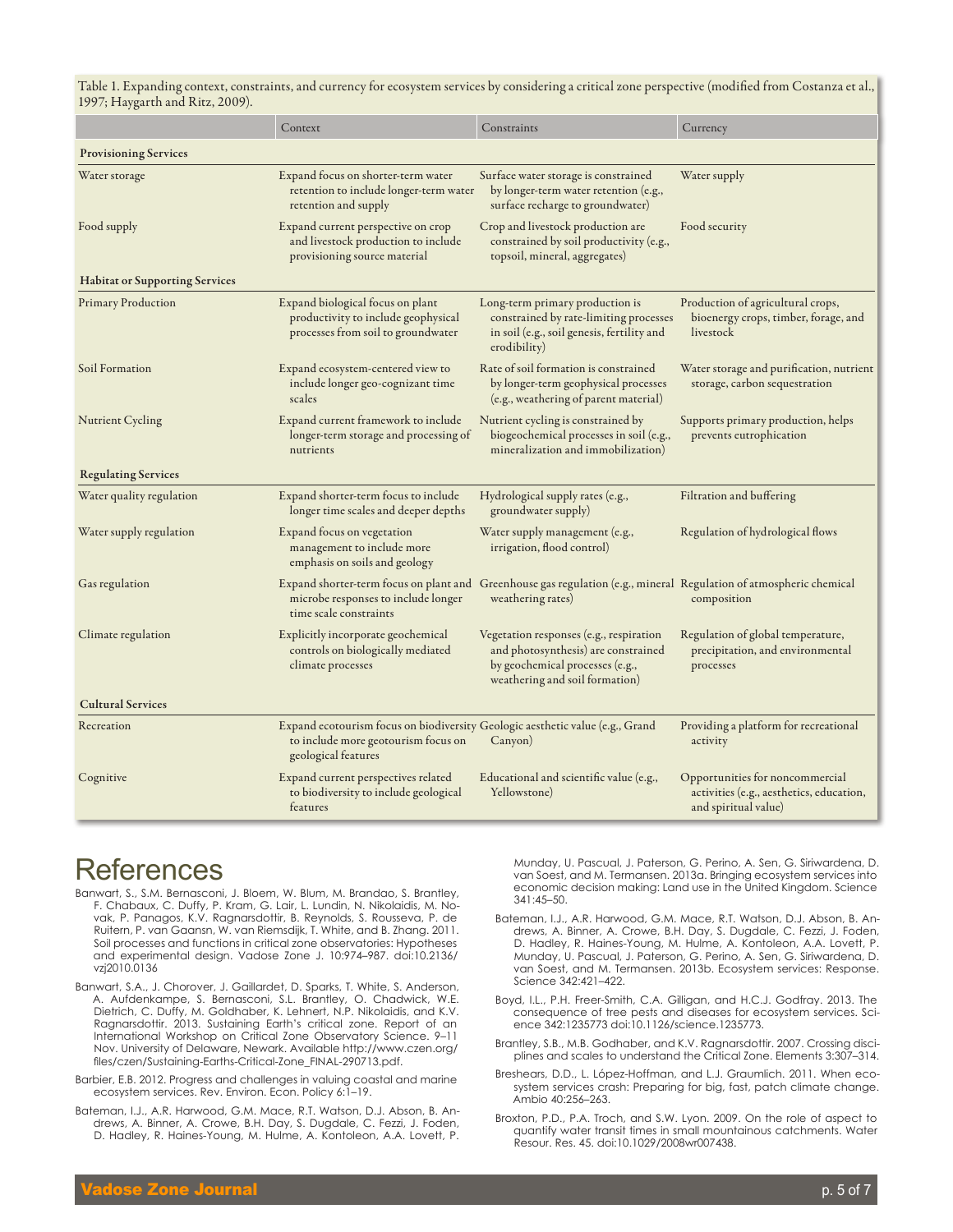Table 1. Expanding context, constraints, and currency for ecosystem services by considering a critical zone perspective (modified from Costanza et al., 1997; Haygarth and Ritz, 2009).

| | Context | Constraints | Currency |
|---|---|---|---|
| **Provisioning Services** | | | |
| Water storage | Expand focus on shorter-term water retention to include longer-term water retention and supply | Surface water storage is constrained by longer-term water retention (e.g., surface recharge to groundwater) | Water supply |
| Food supply | Expand current perspective on crop and livestock production to include provisioning source material | Crop and livestock production are constrained by soil productivity (e.g., topsoil, mineral, aggregates) | Food security |
| **Habitat or Supporting Services** | | | |
| Primary Production | Expand biological focus on plant productivity to include geophysical processes from soil to groundwater | Long-term primary production is constrained by rate-limiting processes in soil (e.g., soil genesis, fertility and erodibility) | Production of agricultural crops, bioenergy crops, timber, forage, and livestock |
| Soil Formation | Expand ecosystem-centered view to include longer geo-cognizant time scales | Rate of soil formation is constrained by longer-term geophysical processes (e.g., weathering of parent material) | Water storage and purification, nutrient storage, carbon sequestration |
| Nutrient Cycling | Expand current framework to include longer-term storage and processing of nutrients | Nutrient cycling is constrained by biogeochemical processes in soil (e.g., mineralization and immobilization) | Supports primary production, helps prevents eutrophication |
| **Regulating Services** | | | |
| Water quality regulation | Expand shorter-term focus to include longer time scales and deeper depths | Hydrological supply rates (e.g., groundwater supply) | Filtration and buffering |
| Water supply regulation | Expand focus on vegetation management to include more emphasis on soils and geology | Water supply management (e.g., irrigation, flood control) | Regulation of hydrological flows |
| Gas regulation | Expand shorter-term focus on plant and microbe responses to include longer time scale constraints | Greenhouse gas regulation (e.g., mineral weathering rates) | Regulation of atmospheric chemical composition |
| Climate regulation | Explicitly incorporate geochemical controls on biologically mediated climate processes | Vegetation responses (e.g., respiration and photosynthesis) are constrained by geochemical processes (e.g., weathering and soil formation) | Regulation of global temperature, precipitation, and environmental processes |
| **Cultural Services** | | | |
| Recreation | Expand ecotourism focus on biodiversity to include more geotourism focus on geological features | Geologic aesthetic value (e.g., Grand Canyon) | Providing a platform for recreational activity |
| Cognitive | Expand current perspectives related to biodiversity to include geological features | Educational and scientific value (e.g., Yellowstone) | Opportunities for noncommercial activities (e.g., aesthetics, education, and spiritual value) |

# References

Banwart, S., S.M. Bernasconi, J. Bloem, W. Blum, M. Brandao, S. Brantley, F. Chabaux, C. Duffy, P. Kram, G. Lair, L. Lundin, N. Nikolaidis, M. Novak, P. Panagos, K.V. Ragnarsdottir, B. Reynolds, S. Rousseva, P. de Ruitern, P. van Gaansn, W. van Riemsdijk, T. White, and B. Zhang. 2011. Soil processes and functions in critical zone observatories: Hypotheses and experimental design. Vadose Zone J. 10:974–987. doi:10.2136/vzj2010.0136

Banwart, S.A., J. Chorover, J. Gaillardet, D. Sparks, T. White, S. Anderson, A. Aufdenkampe, S. Bernasconi, S.L. Brantley, O. Chadwick, W.E. Dietrich, C. Duffy, M. Goldhaber, K. Lehnert, N.P. Nikolaidis, and K.V. Ragnarsdottir. 2013. Sustaining Earth's critical zone. Report of an International Workshop on Critical Zone Observatory Science. 9–11 Nov. University of Delaware, Newark. Available http://www.czen.org/files/czen/Sustaining-Earths-Critical-Zone_FINAL-290713.pdf.

Barbier, E.B. 2012. Progress and challenges in valuing coastal and marine ecosystem services. Rev. Environ. Econ. Policy 6:1–19.

Bateman, I.J., A.R. Harwood, G.M. Mace, R.T. Watson, D.J. Abson, B. Andrews, A. Binner, A. Crowe, B.H. Day, S. Dugdale, C. Fezzi, J. Foden, D. Hadley, R. Haines-Young, M. Hulme, A. Kontoleon, A.A. Lovett, P. Munday, U. Pascual, J. Paterson, G. Perino, A. Sen, G. Siriwardena, D. van Soest, and M. Termansen. 2013a. Bringing ecosystem services into economic decision making: Land use in the United Kingdom. Science 341:45–50.

Bateman, I.J., A.R. Harwood, G.M. Mace, R.T. Watson, D.J. Abson, B. Andrews, A. Binner, A. Crowe, B.H. Day, S. Dugdale, C. Fezzi, J. Foden, D. Hadley, R. Haines-Young, M. Hulme, A. Kontoleon, A.A. Lovett, P. Munday, U. Pascual, J. Paterson, G. Perino, A. Sen, G. Siriwardena, D. van Soest, and M. Termansen. 2013b. Ecosystem services: Response. Science 342:421–422.

Boyd, I.L., P.H. Freer-Smith, C.A. Gilligan, and H.C.J. Godfray. 2013. The consequence of tree pests and diseases for ecosystem services. Science 342:1235773 doi:10.1126/science.1235773.

Brantley, S.B., M.B. Godhaber, and K.V. Ragnarsdottir. 2007. Crossing disciplines and scales to understand the Critical Zone. Elements 3:307–314.

Breshears, D.D., L. López-Hoffman, and L.J. Graumlich. 2011. When ecosystem services crash: Preparing for big, fast, patch climate change. Ambio 40:256–263.

Broxton, P.D., P.A. Troch, and S.W. Lyon. 2009. On the role of aspect to quantify water transit times in small mountainous catchments. Water Resour. Res. 45. doi:10.1029/2008wr007438.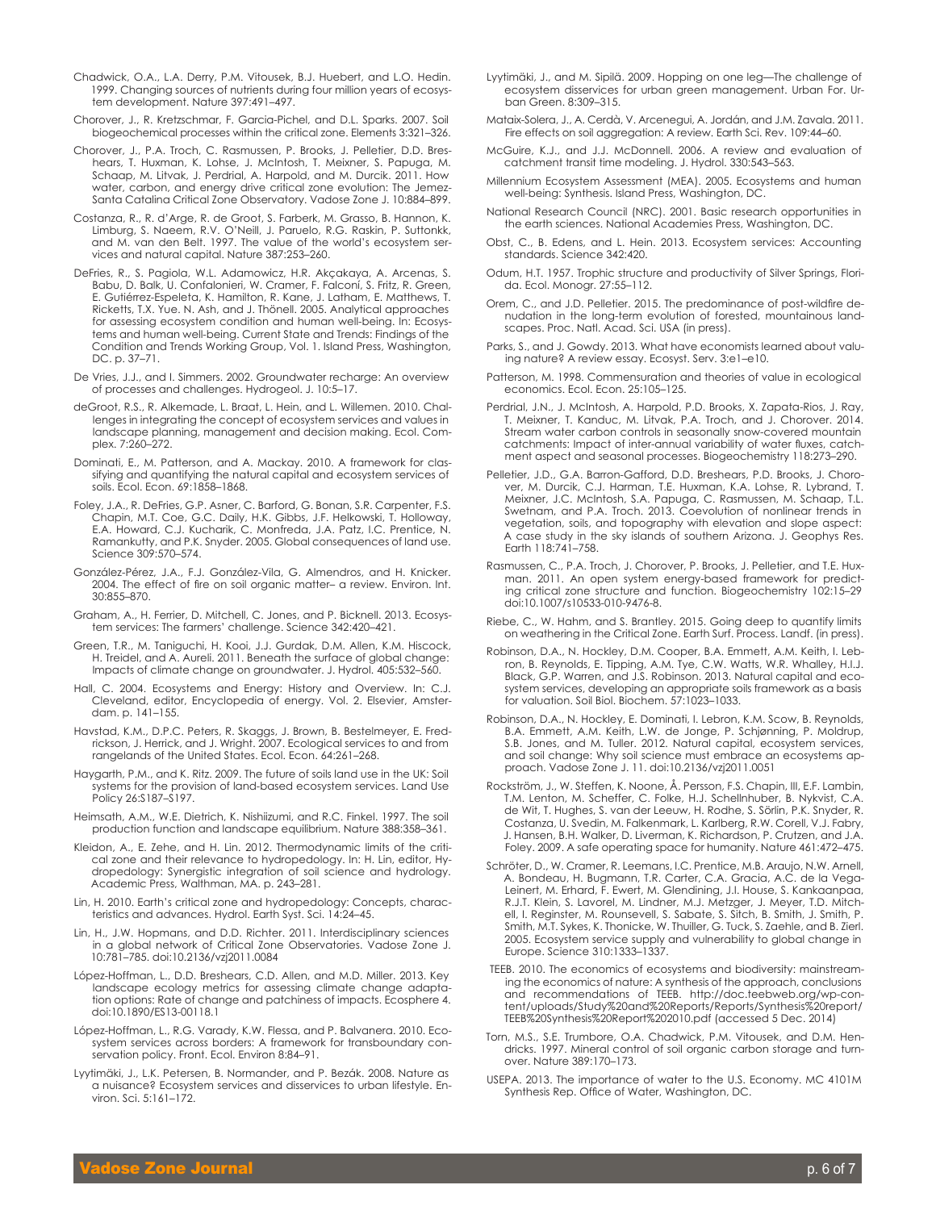Chadwick, O.A., L.A. Derry, P.M. Vitousek, B.J. Huebert, and L.O. Hedin. 1999. Changing sources of nutrients during four million years of ecosystem development. Nature 397:491–497.

Chorover, J., R. Kretzschmar, F. Garcia-Pichel, and D.L. Sparks. 2007. Soil biogeochemical processes within the critical zone. Elements 3:321–326.

Chorover, J., P.A. Troch, C. Rasmussen, P. Brooks, J. Pelletier, D.D. Breshears, T. Huxman, K. Lohse, J. McIntosh, T. Meixner, S. Papuga, M. Schaap, M. Litvak, J. Perdrial, A. Harpold, and M. Durcik. 2011. How water, carbon, and energy drive critical zone evolution: The Jemez-Santa Catalina Critical Zone Observatory. Vadose Zone J. 10:884–899.

Costanza, R., R. d'Arge, R. de Groot, S. Farberk, M. Grasso, B. Hannon, K. Limburg, S. Naeem, R.V. O'Neill, J. Paruelo, R.G. Raskin, P. Suttonkk, and M. van den Belt. 1997. The value of the world's ecosystem services and natural capital. Nature 387:253–260.

DeFries, R., S. Pagiola, W.L. Adamowicz, H.R. Akçakaya, A. Arcenas, S. Babu, D. Balk, U. Confalonieri, W. Cramer, F. Falconí, S. Fritz, R. Green, E. Gutiérrez-Espeleta, K. Hamilton, R. Kane, J. Latham, E. Matthews, T. Ricketts, T.X. Yue. N. Ash, and J. Thönell. 2005. Analytical approaches for assessing ecosystem condition and human well-being. In: Ecosystems and human well-being: Current State and Trends: Findings of the Condition and Trends Working Group, Vol. 1. Island Press, Washington, DC. p. 37–71.

De Vries, J.J., and I. Simmers. 2002. Groundwater recharge: An overview of processes and challenges. Hydrogeol. J. 10:5–17.

deGroot, R.S., R. Alkemade, L. Braat, L. Hein, and L. Willemen. 2010. Challenges in integrating the concept of ecosystem services and values in landscape planning, management and decision making. Ecol. Complex. 7:260–272.

Dominati, E., M. Patterson, and A. Mackay. 2010. A framework for classifying and quantifying the natural capital and ecosystem services of soils. Ecol. Econ. 69:1858–1868.

Foley, J.A., R. DeFries, G.P. Asner, C. Barford, G. Bonan, S.R. Carpenter, F.S. Chapin, M.T. Coe, G.C. Daily, H.K. Gibbs, J.F. Helkowski, T. Holloway, E.A. Howard, C.J. Kucharik, C. Monfreda, J.A. Patz, I.C. Prentice, N. Ramankutty, and P.K. Snyder. 2005. Global consequences of land use. Science 309:570–574.

González-Pérez, J.A., F.J. González-Vila, G. Almendros, and H. Knicker. 2004. The effect of fire on soil organic matter– a review. Environ. Int. 30:855–870.

Graham, A., H. Ferrier, D. Mitchell, C. Jones, and P. Bicknell. 2013. Ecosystem services: The farmers' challenge. Science 342:420–421.

Green, T.R., M. Taniguchi, H. Kooi, J.J. Gurdak, D.M. Allen, K.M. Hiscock, H. Treidel, and A. Aureli. 2011. Beneath the surface of global change: Impacts of climate change on groundwater. J. Hydrol. 405:532–560.

Hall, C. 2004. Ecosystems and Energy: History and Overview. In: C.J. Cleveland, editor, Encyclopedia of energy. Vol. 2. Elsevier, Amsterdam. p. 141–155.

Havstad, K.M., D.P.C. Peters, R. Skaggs, J. Brown, B. Bestelmeyer, E. Fredrickson, J. Herrick, and J. Wright. 2007. Ecological services to and from rangelands of the United States. Ecol. Econ. 64:261–268.

Haygarth, P.M., and K. Ritz. 2009. The future of soils land use in the UK: Soil systems for the provision of land-based ecosystem services. Land Use Policy 26:S187–S197.

Heimsath, A.M., W.E. Dietrich, K. Nishiizumi, and R.C. Finkel. 1997. The soil production function and landscape equilibrium. Nature 388:358–361.

Kleidon, A., E. Zehe, and H. Lin. 2012. Thermodynamic limits of the critical zone and their relevance to hydropedology. In: H. Lin, editor, Hydropedology: Synergistic integration of soil science and hydrology. Academic Press, Walthman, MA. p. 243–281.

Lin, H. 2010. Earth's critical zone and hydropedology: Concepts, characteristics and advances. Hydrol. Earth Syst. Sci. 14:24–45.

Lin, H., J.W. Hopmans, and D.D. Richter. 2011. Interdisciplinary sciences in a global network of Critical Zone Observatories. Vadose Zone J. 10:781–785. doi:10.2136/vzj2011.0084

López-Hoffman, L., D.D. Breshears, C.D. Allen, and M.D. Miller. 2013. Key landscape ecology metrics for assessing climate change adaptation options: Rate of change and patchiness of impacts. Ecosphere 4. doi:10.1890/ES13-00118.1

López-Hoffman, L., R.G. Varady, K.W. Flessa, and P. Balvanera. 2010. Ecosystem services across borders: A framework for transboundary conservation policy. Front. Ecol. Environ 8:84–91.

Lyytimäki, J., L.K. Petersen, B. Normander, and P. Bezák. 2008. Nature as a nuisance? Ecosystem services and disservices to urban lifestyle. Environ. Sci. 5:161–172.

Lyytimäki, J., and M. Sipilä. 2009. Hopping on one leg—The challenge of ecosystem disservices for urban green management. Urban For. Urban Green. 8:309–315.

Mataix-Solera, J., A. Cerdà, V. Arcenegui, A. Jordán, and J.M. Zavala. 2011. Fire effects on soil aggregation: A review. Earth Sci. Rev. 109:44–60.

McGuire, K.J., and J.J. McDonnell. 2006. A review and evaluation of catchment transit time modeling. J. Hydrol. 330:543–563.

Millennium Ecosystem Assessment (MEA). 2005. Ecosystems and human well-being: Synthesis. Island Press, Washington, DC.

National Research Council (NRC). 2001. Basic research opportunities in the earth sciences. National Academies Press, Washington, DC.

Obst, C., B. Edens, and L. Hein. 2013. Ecosystem services: Accounting standards. Science 342:420.

Odum, H.T. 1957. Trophic structure and productivity of Silver Springs, Florida. Ecol. Monogr. 27:55–112.

Orem, C., and J.D. Pelletier. 2015. The predominance of post-wildfire denudation in the long-term evolution of forested, mountainous landscapes. Proc. Natl. Acad. Sci. USA (in press).

Parks, S., and J. Gowdy. 2013. What have economists learned about valuing nature? A review essay. Ecosyst. Serv. 3:e1–e10.

Patterson, M. 1998. Commensuration and theories of value in ecological economics. Ecol. Econ. 25:105–125.

Perdrial, J.N., J. McIntosh, A. Harpold, P.D. Brooks, X. Zapata-Rios, J. Ray, T. Meixner, T. Kanduc, M. Litvak, P.A. Troch, and J. Chorover. 2014. Stream water carbon controls in seasonally snow-covered mountain catchments: Impact of inter-annual variability of water fluxes, catchment aspect and seasonal processes. Biogeochemistry 118:273–290.

Pelletier, J.D., G.A. Barron-Gafford, D.D. Breshears, P.D. Brooks, J. Chorover, M. Durcik, C.J. Harman, T.E. Huxman, K.A. Lohse, R. Lybrand, T. Meixner, J.C. McIntosh, S.A. Papuga, C. Rasmussen, M. Schaap, T.L. Swetnam, and P.A. Troch. 2013. Coevolution of nonlinear trends in vegetation, soils, and topography with elevation and slope aspect: A case study in the sky islands of southern Arizona. J. Geophys Res. Earth 118:741–758.

Rasmussen, C., P.A. Troch, J. Chorover, P. Brooks, J. Pelletier, and T.E. Huxman. 2011. An open system energy-based framework for predicting critical zone structure and function. Biogeochemistry 102:15–29 doi:10.1007/s10533-010-9476-8.

Riebe, C., W. Hahm, and S. Brantley. 2015. Going deep to quantify limits on weathering in the Critical Zone. Earth Surf. Process. Landf. (in press).

Robinson, D.A., N. Hockley, D.M. Cooper, B.A. Emmett, A.M. Keith, I. Lebron, B. Reynolds, E. Tipping, A.M. Tye, C.W. Watts, W.R. Whalley, H.I.J. Black, G.P. Warren, and J.S. Robinson. 2013. Natural capital and ecosystem services, developing an appropriate soils framework as a basis for valuation. Soil Biol. Biochem. 57:1023–1033.

Robinson, D.A., N. Hockley, E. Dominati, I. Lebron, K.M. Scow, B. Reynolds, B.A. Emmett, A.M. Keith, L.W. de Jonge, P. Schjønning, P. Moldrup, S.B. Jones, and M. Tuller. 2012. Natural capital, ecosystem services, and soil change: Why soil science must embrace an ecosystems approach. Vadose Zone J. 11. doi:10.2136/vzj2011.0051

Rockström, J., W. Steffen, K. Noone, Å. Persson, F.S. Chapin, III, E.F. Lambin, T.M. Lenton, M. Scheffer, C. Folke, H.J. Schellnhuber, B. Nykvist, C.A. de Wit, T. Hughes, S. van der Leeuw, H. Rodhe, S. Sörlin, P.K. Snyder, R. Costanza, U. Svedin, M. Falkenmark, L. Karlberg, R.W. Corell, V.J. Fabry, J. Hansen, B.H. Walker, D. Liverman, K. Richardson, P. Crutzen, and J.A. Foley. 2009. A safe operating space for humanity. Nature 461:472–475.

Schröter, D., W. Cramer, R. Leemans, I.C. Prentice, M.B. Araujo, N.W. Arnell, A. Bondeau, H. Bugmann, T.R. Carter, C.A. Gracia, A.C. de la Vega-Leinert, M. Erhard, F. Ewert, M. Glendining, J.I. House, S. Kankaanpaa, R.J.T. Klein, S. Lavorel, M. Lindner, M.J. Metzger, J. Meyer, T.D. Mitchell, I. Reginster, M. Rounsevell, S. Sabate, S. Sitch, B. Smith, J. Smith, P. Smith, M.T. Sykes, K. Thonicke, W. Thuiller, G. Tuck, S. Zaehle, and B. Zierl. 2005. Ecosystem service supply and vulnerability to global change in Europe. Science 310:1333–1337.

TEEB. 2010. The economics of ecosystems and biodiversity: mainstreaming the economics of nature: A synthesis of the approach, conclusions and recommendations of TEEB. http://doc.teebweb.org/wp-content/uploads/Study%20and%20Reports/Reports/Synthesis%20report/TEEB%20Synthesis%20Report%202010.pdf (accessed 5 Dec. 2014)

Torn, M.S., S.E. Trumbore, O.A. Chadwick, P.M. Vitousek, and D.M. Hendricks. 1997. Mineral control of soil organic carbon storage and turnover. Nature 389:170–173.

USEPA. 2013. The importance of water to the U.S. Economy. MC 4101M Synthesis Rep. Office of Water, Washington, DC.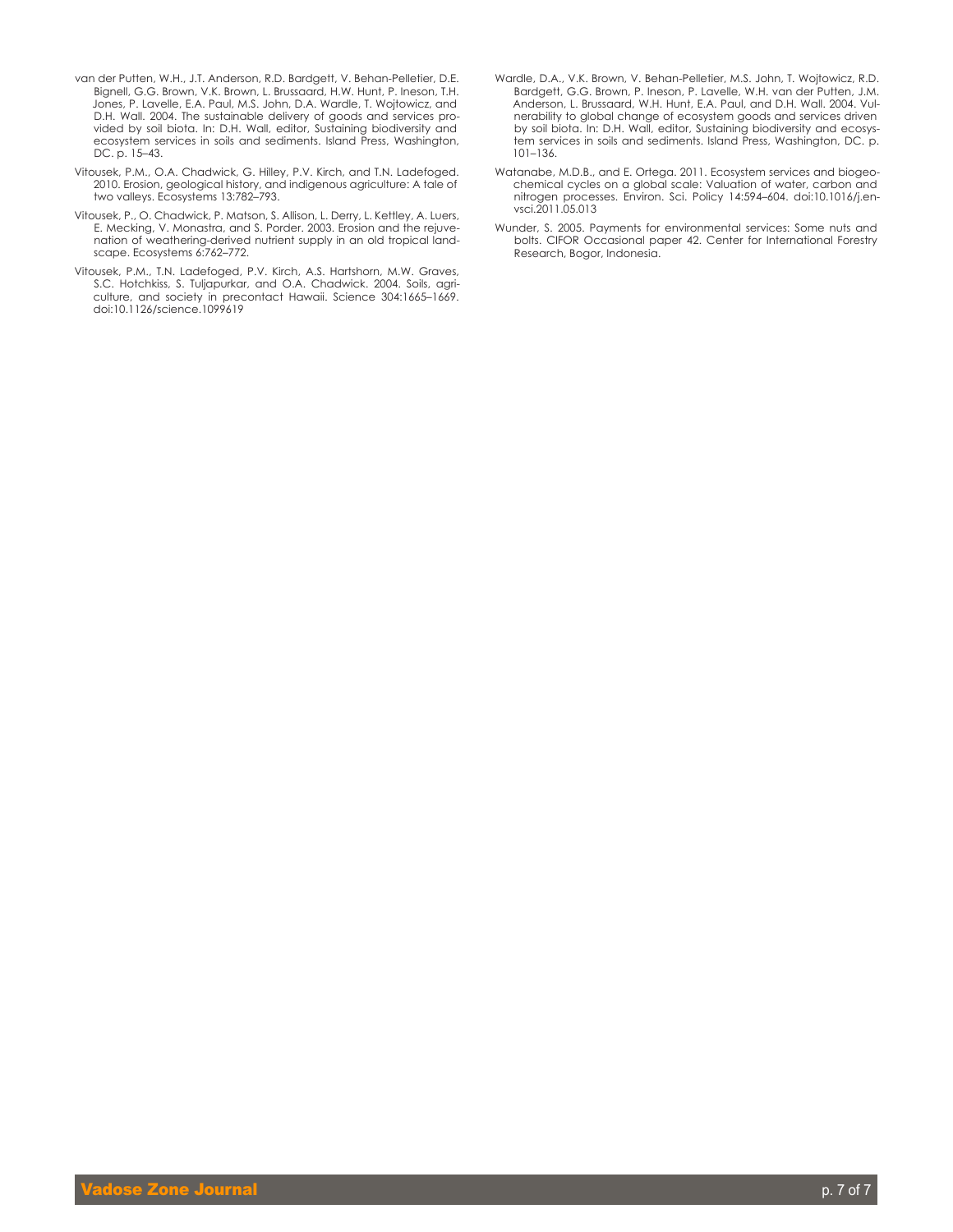van der Putten, W.H., J.T. Anderson, R.D. Bardgett, V. Behan-Pelletier, D.E. Bignell, G.G. Brown, V.K. Brown, L. Brussaard, H.W. Hunt, P. Ineson, T.H. Jones, P. Lavelle, E.A. Paul, M.S. John, D.A. Wardle, T. Wojtowicz, and D.H. Wall. 2004. The sustainable delivery of goods and services provided by soil biota. In: D.H. Wall, editor, Sustaining biodiversity and ecosystem services in soils and sediments. Island Press, Washington, DC. p. 15–43.

Vitousek, P.M., O.A. Chadwick, G. Hilley, P.V. Kirch, and T.N. Ladefoged. 2010. Erosion, geological history, and indigenous agriculture: A tale of two valleys. Ecosystems 13:782–793.

Vitousek, P., O. Chadwick, P. Matson, S. Allison, L. Derry, L. Kettley, A. Luers, E. Mecking, V. Monastra, and S. Porder. 2003. Erosion and the rejuvenation of weathering-derived nutrient supply in an old tropical landscape. Ecosystems 6:762–772.

Vitousek, P.M., T.N. Ladefoged, P.V. Kirch, A.S. Hartshorn, M.W. Graves, S.C. Hotchkiss, S. Tuljapurkar, and O.A. Chadwick. 2004. Soils, agriculture, and society in precontact Hawaii. Science 304:1665–1669. doi:10.1126/science.1099619

Wardle, D.A., V.K. Brown, V. Behan-Pelletier, M.S. John, T. Wojtowicz, R.D. Bardgett, G.G. Brown, P. Ineson, P. Lavelle, W.H. van der Putten, J.M. Anderson, L. Brussaard, W.H. Hunt, E.A. Paul, and D.H. Wall. 2004. Vulnerability to global change of ecosystem goods and services driven by soil biota. In: D.H. Wall, editor, Sustaining biodiversity and ecosystem services in soils and sediments. Island Press, Washington, DC. p. 101–136.

Watanabe, M.D.B., and E. Ortega. 2011. Ecosystem services and biogeochemical cycles on a global scale: Valuation of water, carbon and nitrogen processes. Environ. Sci. Policy 14:594–604. doi:10.1016/j.envsci.2011.05.013

Wunder, S. 2005. Payments for environmental services: Some nuts and bolts. CIFOR Occasional paper 42. Center for International Forestry Research, Bogor, Indonesia.